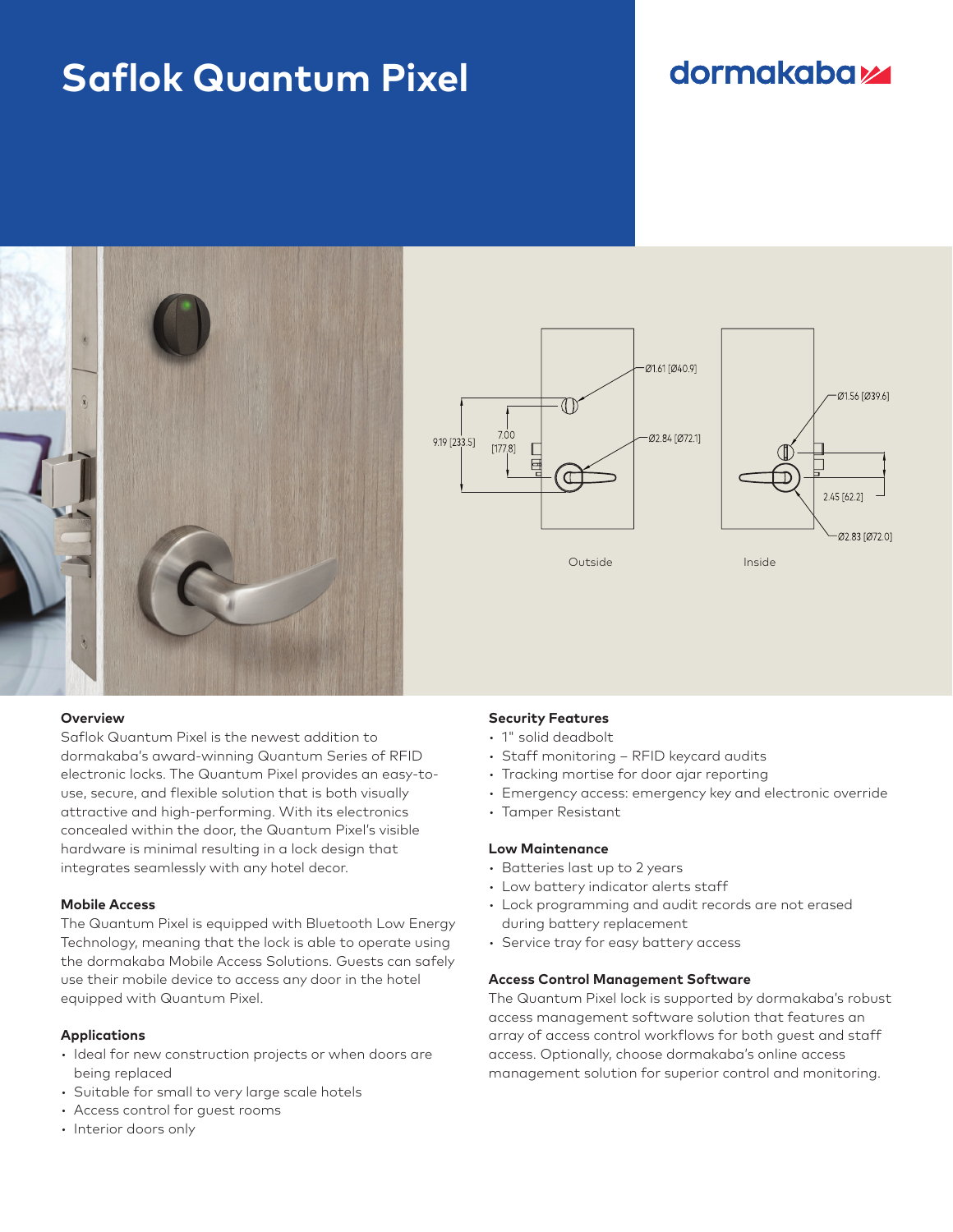# Saflok Quantum Pixel

dormakaba

Outside

Inside

## Overview

Saflok Quantum Pixel is the newest addition to dormakaba's award-winning Quantum Series of RFID electronic locks. The Quantum Pixel provides an easy-to-use, secure, and flexible solution that is both visually attractive and high-performing. With its electronics concealed within the door, the Quantum Pixel's visible hardware is minimal resulting in a lock design that integrates seamlessly with any hotel decor.

## Mobile Access

The Quantum Pixel is equipped with Bluetooth Low Energy Technology, meaning that the lock is able to operate using the dormakaba Mobile Access Solutions. Guests can safely use their mobile device to access any door in the hotel equipped with Quantum Pixel.

## Applications

- Ideal for new construction projects or when doors are being replaced
- Suitable for small to very large scale hotels
- Access control for guest rooms
- Interior doors only

## Security Features

- 1" solid deadbolt
- Staff monitoring – RFID keycard audits
- Tracking mortise for door ajar reporting
- Emergency access: emergency key and electronic override
- Tamper Resistant

## Low Maintenance

- Batteries last up to 2 years
- Low battery indicator alerts staff
- Lock programming and audit records are not erased during battery replacement
- Service tray for easy battery access

## Access Control Management Software

The Quantum Pixel lock is supported by dormakaba's robust access management software solution that features an array of access control workflows for both guest and staff access. Optionally, choose dormakaba's online access management solution for superior control and monitoring.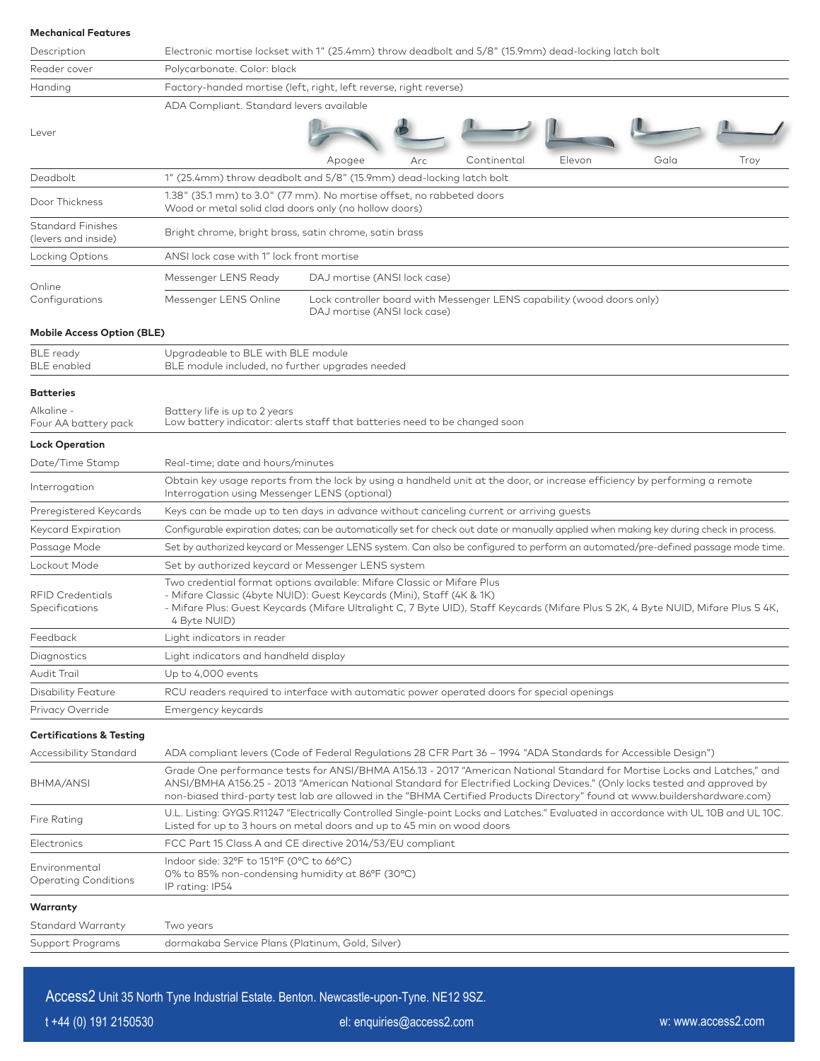**Mechanical Features**

| | |
|---|---|
| Description | Electronic mortise lockset with 1" (25.4mm) throw deadbolt and 5/8" (15.9mm) dead-locking latch bolt |
| Reader cover | Polycarbonate. Color: black |
| Handing | Factory-handed mortise (left, right, left reverse, right reverse) |
| Lever | ADA Compliant. Standard levers available<br>Apogee, Arc, Continental, Elevon, Gala, Troy |
| Deadbolt | 1" (25.4mm) throw deadbolt and 5/8" (15.9mm) dead-locking latch bolt |
| Door Thickness | 1.38" (35.1 mm) to 3.0" (77 mm). No mortise offset, no rabbeted doors<br>Wood or metal solid clad doors only (no hollow doors) |
| Standard Finishes (levers and inside) | Bright chrome, bright brass, satin chrome, satin brass |
| Locking Options | ANSI lock case with 1" lock front mortise |
| Online Configurations | Messenger LENS Ready: DAJ mortise (ANSI lock case)<br>Messenger LENS Online: Lock controller board with Messenger LENS capability (wood doors only) DAJ mortise (ANSI lock case) |

**Mobile Access Option (BLE)**

| | |
|---|---|
| BLE ready<br>BLE enabled | Upgradeable to BLE with BLE module<br>BLE module included, no further upgrades needed |

**Batteries**

| | |
|---|---|
| Alkaline - Four AA battery pack | Battery life is up to 2 years<br>Low battery indicator: alerts staff that batteries need to be changed soon |

**Lock Operation**

| | |
|---|---|
| Date/Time Stamp | Real-time; date and hours/minutes |
| Interrogation | Obtain key usage reports from the lock by using a handheld unit at the door, or increase efficiency by performing a remote Interrogation using Messenger LENS (optional) |
| Preregistered Keycards | Keys can be made up to ten days in advance without canceling current or arriving guests |
| Keycard Expiration | Configurable expiration dates; can be automatically set for check out date or manually applied when making key during check in process. |
| Passage Mode | Set by authorized keycard or Messenger LENS system. Can also be configured to perform an automated/pre-defined passage mode time. |
| Lockout Mode | Set by authorized keycard or Messenger LENS system |
| RFID Credentials Specifications | Two credential format options available: Mifare Classic or Mifare Plus<br>- Mifare Classic (4byte NUID): Guest Keycards (Mini), Staff (4K & 1K)<br>- Mifare Plus: Guest Keycards (Mifare Ultralight C, 7 Byte UID), Staff Keycards (Mifare Plus S 2K, 4 Byte NUID, Mifare Plus S 4K, 4 Byte NUID) |
| Feedback | Light indicators in reader |
| Diagnostics | Light indicators and handheld display |
| Audit Trail | Up to 4,000 events |
| Disability Feature | RCU readers required to interface with automatic power operated doors for special openings |
| Privacy Override | Emergency keycards |

**Certifications & Testing**

| | |
|---|---|
| Accessibility Standard | ADA compliant levers (Code of Federal Regulations 28 CFR Part 36 – 1994 "ADA Standards for Accessible Design") |
| BHMA/ANSI | Grade One performance tests for ANSI/BHMA A156.13 - 2017 "American National Standard for Mortise Locks and Latches," and ANSI/BMHA A156.25 - 2013 "American National Standard for Electrified Locking Devices." (Only locks tested and approved by non-biased third-party test lab are allowed in the "BHMA Certified Products Directory" found at www.buildershardware.com) |
| Fire Rating | U.L. Listing: GYQS.R11247 "Electrically Controlled Single-point Locks and Latches." Evaluated in accordance with UL 10B and UL 10C. Listed for up to 3 hours on metal doors and up to 45 min on wood doors |
| Electronics | FCC Part 15 Class A and CE directive 2014/53/EU compliant |
| Environmental Operating Conditions | Indoor side: 32°F to 151°F (0°C to 66°C)<br>0% to 85% non-condensing humidity at 86°F (30°C)<br>IP rating: IP54 |

**Warranty**

| | |
|---|---|
| Standard Warranty | Two years |
| Support Programs | dormakaba Service Plans (Platinum, Gold, Silver) |

Access2 Unit 35 North Tyne Industrial Estate. Benton. Newcastle-upon-Tyne. NE12 9SZ.

t +44 (0) 191 2150530 el: enquiries@access2.com w: www.access2.com